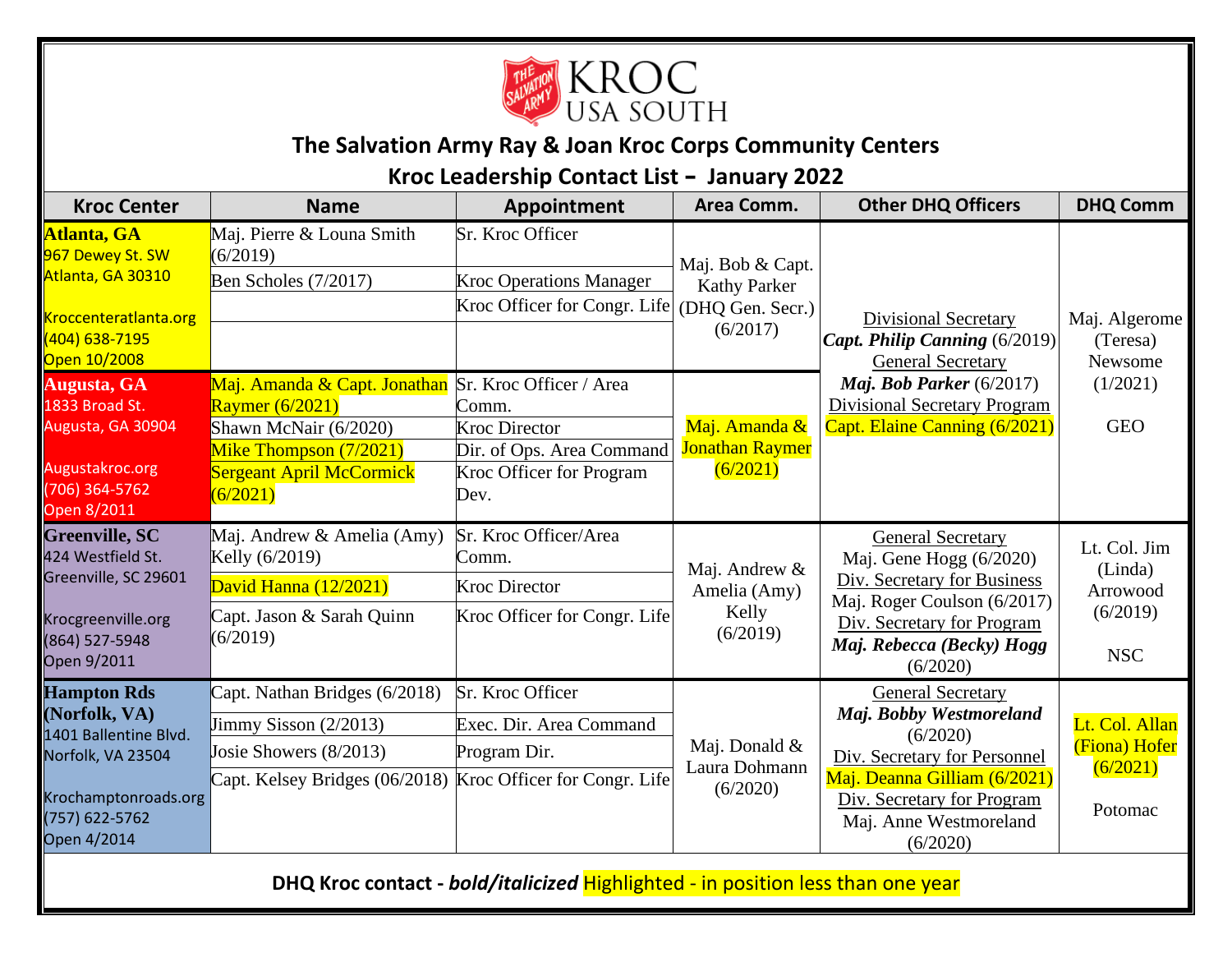KROC USA SOUTH

# The Salvation Army Ray & Joan Kroc Corps Community Centers

## Kroc Leadership Contact List – January 2022

| Kroc Center | Name | Appointment | Area Comm. | Other DHQ Officers | DHQ Comm |
|---|---|---|---|---|---|
| **Atlanta, GA** 967 Dewey St. SW Atlanta, GA 30310 Kroccenteratlanta.org (404) 638-7195 Open 10/2008 | Maj. Pierre & Louna Smith (6/2019) | Sr. Kroc Officer | Maj. Bob & Capt. Kathy Parker (DHQ Gen. Secr.) (6/2017) | Divisional Secretary ***Capt. Philip Canning*** (6/2019) General Secretary ***Maj. Bob Parker*** (6/2017) Divisional Secretary Program Capt. Elaine Canning (6/2021) | Maj. Algerome (Teresa) Newsome (1/2021) GEO |
| | Ben Scholes (7/2017) | Kroc Operations Manager | | | |
| | | Kroc Officer for Congr. Life | | | |
| **Augusta, GA** 1833 Broad St. Augusta, GA 30904 Augustakroc.org (706) 364-5762 Open 8/2011 | Maj. Amanda & Capt. Jonathan Raymer (6/2021) | Sr. Kroc Officer / Area Comm. | Maj. Amanda & Jonathan Raymer (6/2021) | | |
| | Shawn McNair (6/2020) | Kroc Director | | | |
| | Mike Thompson (7/2021) | Dir. of Ops. Area Command | | | |
| | Sergeant April McCormick (6/2021) | Kroc Officer for Program Dev. | | | |
| **Greenville, SC** 424 Westfield St. Greenville, SC 29601 Krocgreenville.org (864) 527-5948 Open 9/2011 | Maj. Andrew & Amelia (Amy) Kelly (6/2019) | Sr. Kroc Officer/Area Comm. | Maj. Andrew & Amelia (Amy) Kelly (6/2019) | General Secretary Maj. Gene Hogg (6/2020) Div. Secretary for Business Maj. Roger Coulson (6/2017) Div. Secretary for Program ***Maj. Rebecca (Becky) Hogg*** (6/2020) | Lt. Col. Jim (Linda) Arrowood (6/2019) NSC |
| | David Hanna (12/2021) | Kroc Director | | | |
| | Capt. Jason & Sarah Quinn (6/2019) | Kroc Officer for Congr. Life | | | |
| **Hampton Rds (Norfolk, VA)** 1401 Ballentine Blvd. Norfolk, VA 23504 Krochamptonroads.org (757) 622-5762 Open 4/2014 | Capt. Nathan Bridges (6/2018) | Sr. Kroc Officer | Maj. Donald & Laura Dohmann (6/2020) | General Secretary ***Maj. Bobby Westmoreland*** (6/2020) Div. Secretary for Personnel Maj. Deanna Gilliam (6/2021) Div. Secretary for Program Maj. Anne Westmoreland (6/2020) | Lt. Col. Allan (Fiona) Hofer (6/2021) Potomac |
| | Jimmy Sisson (2/2013) | Exec. Dir. Area Command | | | |
| | Josie Showers (8/2013) | Program Dir. | | | |
| | Capt. Kelsey Bridges (06/2018) | Kroc Officer for Congr. Life | | | |

**DHQ Kroc contact - *bold/italicized*** Highlighted - in position less than one year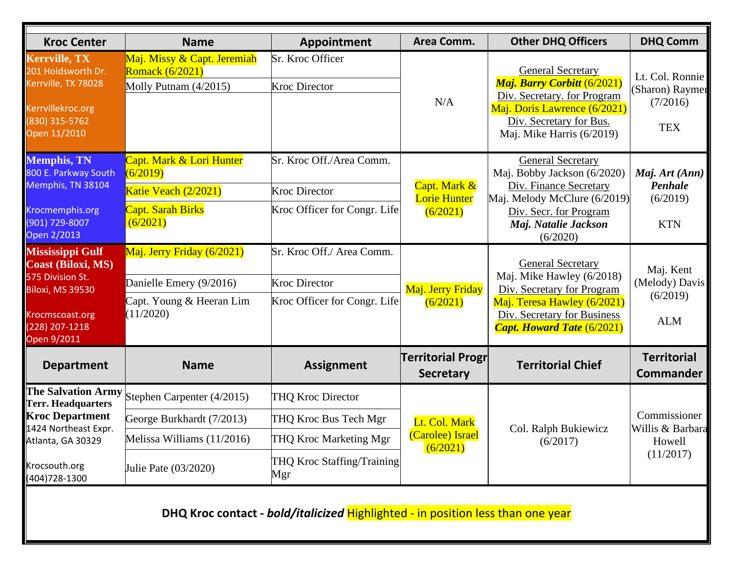| Kroc Center | Name | Appointment | Area Comm. | Other DHQ Officers | DHQ Comm |
|---|---|---|---|---|---|
| **Kerrville, TX** 201 Holdsworth Dr. Kerrville, TX 78028 Kerrvillekroc.org (830) 315-5762 Open 11/2010 | Maj. Missy & Capt. Jeremiah Romack (6/2021) | Sr. Kroc Officer | N/A | General Secretary ***Maj. Barry Corbitt*** (6/2021) Div. Secretary. for Program Maj. Doris Lawrence (6/2021) Div. Secretary for Bus. Maj. Mike Harris (6/2019) | Lt. Col. Ronnie (Sharon) Raymer (7/2016) TEX |
| | Molly Putnam (4/2015) | Kroc Director | | | |
| **Memphis, TN** 800 E. Parkway South Memphis, TN 38104 Krocmemphis.org (901) 729-8007 Open 2/2013 | Capt. Mark & Lori Hunter (6/2019) | Sr. Kroc Off./Area Comm. | Capt. Mark & Lorie Hunter (6/2021) | General Secretary Maj. Bobby Jackson (6/2020) Div. Finance Secretary Maj. Melody McClure (6/2019) Div. Secr. for Program ***Maj. Natalie Jackson*** (6/2020) | ***Maj. Art (Ann) Penhale*** (6/2019) KTN |
| | Katie Veach (2/2021) | Kroc Director | | | |
| | Capt. Sarah Birks (6/2021) | Kroc Officer for Congr. Life | | | |
| **Mississippi Gulf Coast (Biloxi, MS)** 575 Division St. Biloxi, MS 39530 Krocmscoast.org (228) 207-1218 Open 9/2011 | Maj. Jerry Friday (6/2021) | Sr. Kroc Off./ Area Comm. | Maj. Jerry Friday (6/2021) | General Secretary Maj. Mike Hawley (6/2018) Div. Secretary for Program Maj. Teresa Hawley (6/2021) Div. Secretary for Business ***Capt. Howard Tate*** (6/2021) | Maj. Kent (Melody) Davis (6/2019) ALM |
| | Danielle Emery (9/2016) | Kroc Director | | | |
| | Capt. Young & Heeran Lim (11/2020) | Kroc Officer for Congr. Life | | | |
| **Department** | **Name** | **Assignment** | **Territorial Progr Secretary** | **Territorial Chief** | **Territorial Commander** |
| **The Salvation Army Terr. Headquarters Kroc Department** 1424 Northeast Expr. Atlanta, GA 30329 Krocsouth.org (404)728-1300 | Stephen Carpenter (4/2015) | THQ Kroc Director | Lt. Col. Mark (Carolee) Israel (6/2021) | Col. Ralph Bukiewicz (6/2017) | Commissioner Willis & Barbara Howell (11/2017) |
| | George Burkhardt (7/2013) | THQ Kroc Bus Tech Mgr | | | |
| | Melissa Williams (11/2016) | THQ Kroc Marketing Mgr | | | |
| | Julie Pate (03/2020) | THQ Kroc Staffing/Training Mgr | | | |

**DHQ Kroc contact - *bold/italicized*** Highlighted - in position less than one year